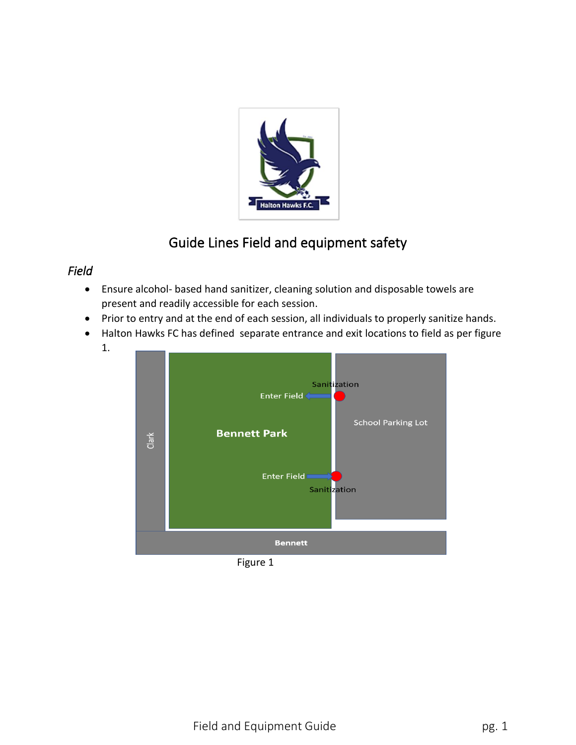# Guide Lines Field and equipment safety

## *Field*

- Ensure alcohol- based hand sanitizer, cleaning solution and disposable towels are present and readily accessible for each session.
- Prior to entry and at the end of each session, all individuals to properly sanitize hands.
- Halton Hawks FC has defined separate entrance and exit locations to field as per figure 1.

Figure 1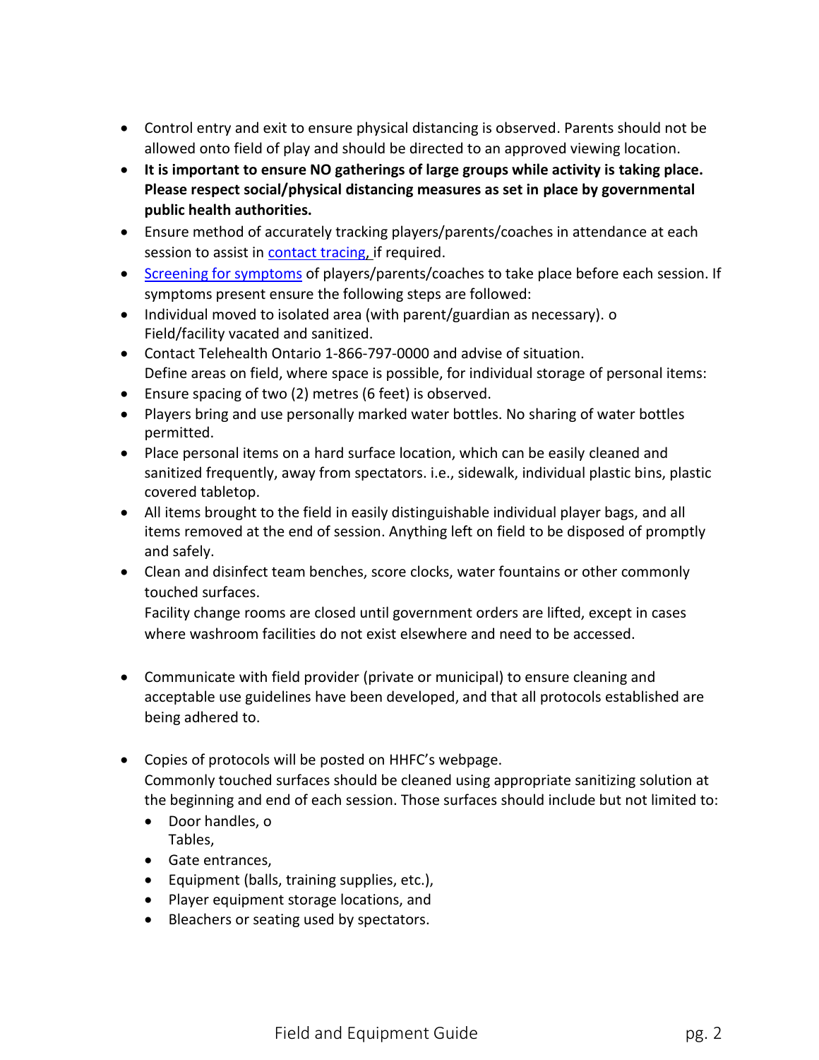- Control entry and exit to ensure physical distancing is observed. Parents should not be allowed onto field of play and should be directed to an approved viewing location.
- **It is important to ensure NO gatherings of large groups while activity is taking place. Please respect social/physical distancing measures as set in place by governmental public health authorities.**
- Ensure method of accurately tracking players/parents/coaches in attendance at each session to assist in [contact tracing,](#) if required.
- [Screening for symptoms](#) of players/parents/coaches to take place before each session. If symptoms present ensure the following steps are followed:
- Individual moved to isolated area (with parent/guardian as necessary). o Field/facility vacated and sanitized.
- Contact Telehealth Ontario 1-866-797-0000 and advise of situation. Define areas on field, where space is possible, for individual storage of personal items:
- Ensure spacing of two (2) metres (6 feet) is observed.
- Players bring and use personally marked water bottles. No sharing of water bottles permitted.
- Place personal items on a hard surface location, which can be easily cleaned and sanitized frequently, away from spectators. i.e., sidewalk, individual plastic bins, plastic covered tabletop.
- All items brought to the field in easily distinguishable individual player bags, and all items removed at the end of session. Anything left on field to be disposed of promptly and safely.
- Clean and disinfect team benches, score clocks, water fountains or other commonly touched surfaces.
  Facility change rooms are closed until government orders are lifted, except in cases where washroom facilities do not exist elsewhere and need to be accessed.

- Communicate with field provider (private or municipal) to ensure cleaning and acceptable use guidelines have been developed, and that all protocols established are being adhered to.

- Copies of protocols will be posted on HHFC's webpage.
  Commonly touched surfaces should be cleaned using appropriate sanitizing solution at the beginning and end of each session. Those surfaces should include but not limited to:
  - Door handles, o
    Tables,
  - Gate entrances,
  - Equipment (balls, training supplies, etc.),
  - Player equipment storage locations, and
  - Bleachers or seating used by spectators.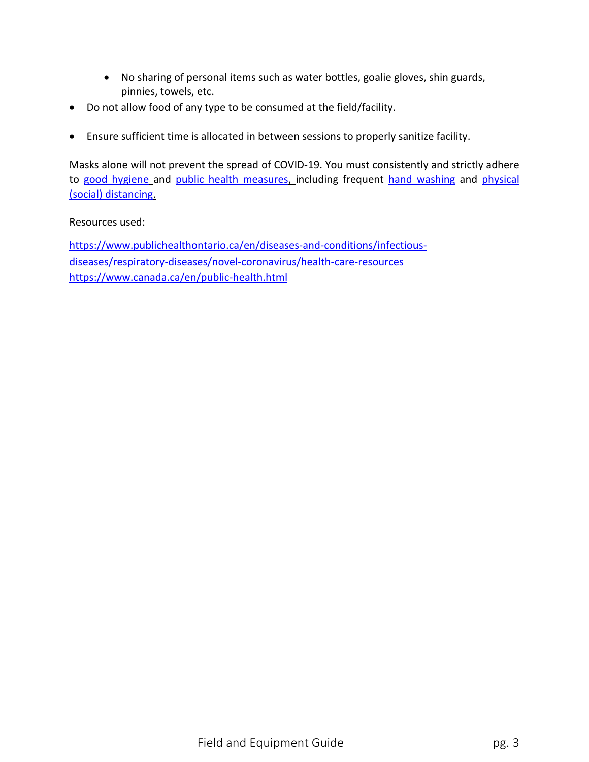- No sharing of personal items such as water bottles, goalie gloves, shin guards, pinnies, towels, etc.
- Do not allow food of any type to be consumed at the field/facility.
- Ensure sufficient time is allocated in between sessions to properly sanitize facility.

Masks alone will not prevent the spread of COVID-19. You must consistently and strictly adhere to good hygiene and public health measures, including frequent hand washing and physical (social) distancing.

Resources used:

https://www.publichealthontario.ca/en/diseases-and-conditions/infectious-diseases/respiratory-diseases/novel-coronavirus/health-care-resources
https://www.canada.ca/en/public-health.html